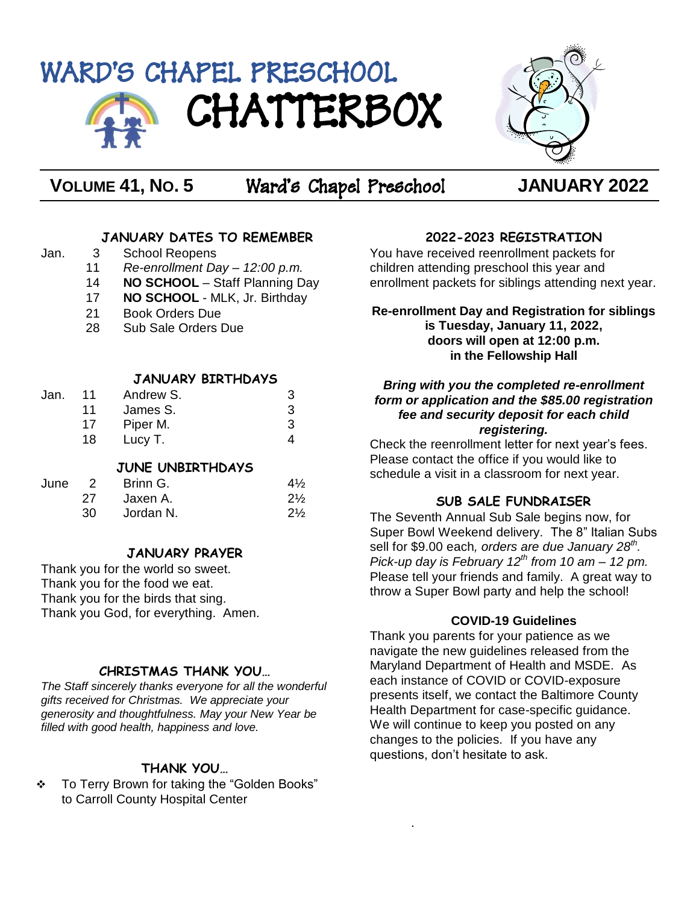# WARD'S CHAPEL PRESCHOOL
# CHATTERBOX

**VOLUME 41, NO. 5** Ward's Chapel Preschool **JANUARY 2022**

## JANUARY DATES TO REMEMBER

| | | |
|---|---|---|
| Jan. | 3 | School Reopens |
| | 11 | *Re-enrollment Day – 12:00 p.m.* |
| | 14 | **NO SCHOOL** – Staff Planning Day |
| | 17 | **NO SCHOOL** - MLK, Jr. Birthday |
| | 21 | Book Orders Due |
| | 28 | Sub Sale Orders Due |

## JANUARY BIRTHDAYS

| | | | |
|---|---|---|---|
| Jan. | 11 | Andrew S. | 3 |
| | 11 | James S. | 3 |
| | 17 | Piper M. | 3 |
| | 18 | Lucy T. | 4 |

## JUNE UNBIRTHDAYS

| | | | |
|---|---|---|---|
| June | 2 | Brinn G. | 4½ |
| | 27 | Jaxen A. | 2½ |
| | 30 | Jordan N. | 2½ |

## JANUARY PRAYER

Thank you for the world so sweet.
Thank you for the food we eat.
Thank you for the birds that sing.
Thank you God, for everything. Amen.

## CHRISTMAS THANK YOU…

*The Staff sincerely thanks everyone for all the wonderful gifts received for Christmas. We appreciate your generosity and thoughtfulness. May your New Year be filled with good health, happiness and love.*

## THANK YOU…

- To Terry Brown for taking the "Golden Books" to Carroll County Hospital Center

## 2022-2023 REGISTRATION

You have received reenrollment packets for children attending preschool this year and enrollment packets for siblings attending next year.

**Re-enrollment Day and Registration for siblings is Tuesday, January 11, 2022, doors will open at 12:00 p.m. in the Fellowship Hall**

***Bring with you the completed re-enrollment form or application and the $85.00 registration fee and security deposit for each child registering.***

Check the reenrollment letter for next year's fees. Please contact the office if you would like to schedule a visit in a classroom for next year.

## SUB SALE FUNDRAISER

The Seventh Annual Sub Sale begins now, for Super Bowl Weekend delivery. The 8" Italian Subs sell for $9.00 each, *orders are due January 28th. Pick-up day is February 12th from 10 am – 12 pm.* Please tell your friends and family. A great way to throw a Super Bowl party and help the school!

## COVID-19 Guidelines

Thank you parents for your patience as we navigate the new guidelines released from the Maryland Department of Health and MSDE. As each instance of COVID or COVID-exposure presents itself, we contact the Baltimore County Health Department for case-specific guidance. We will continue to keep you posted on any changes to the policies. If you have any questions, don't hesitate to ask.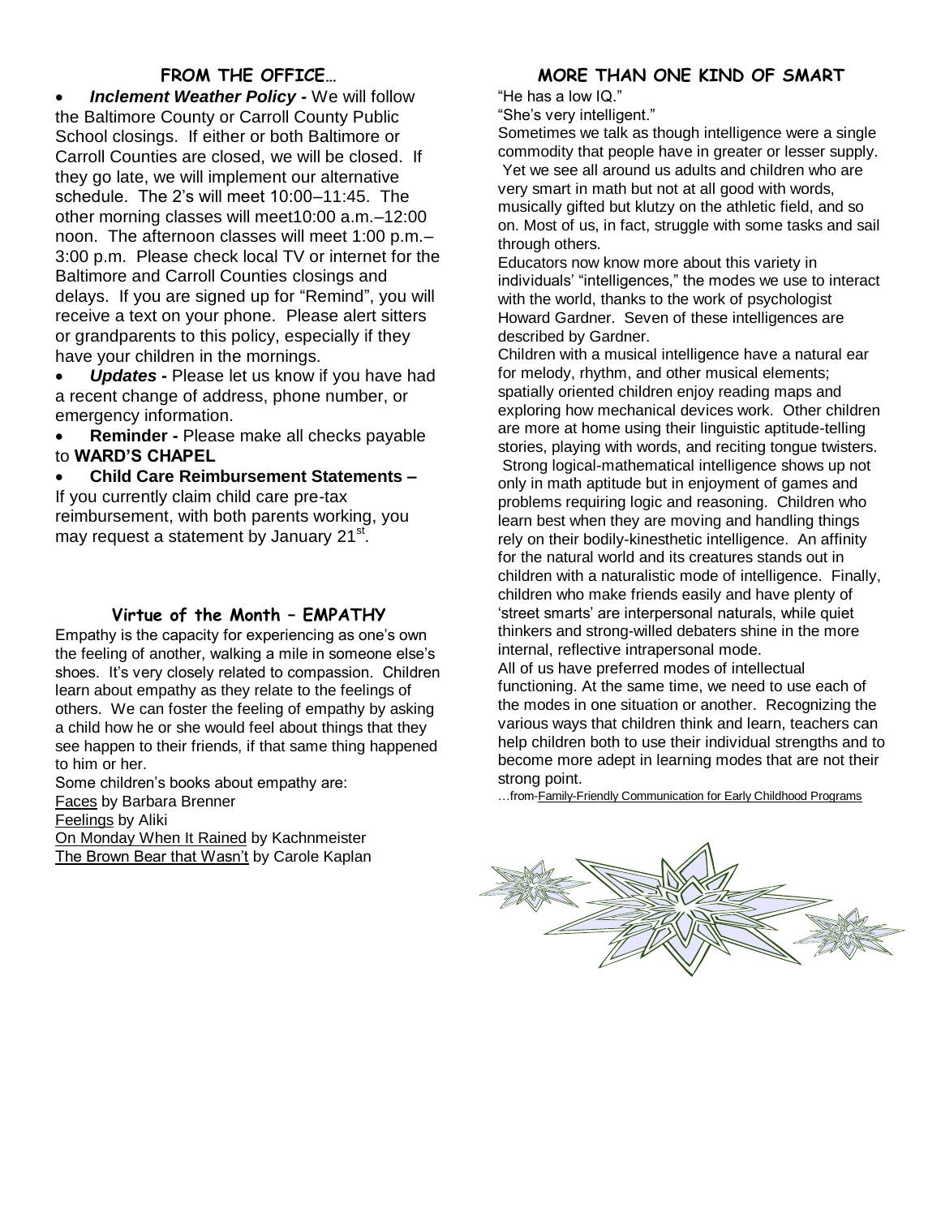## FROM THE OFFICE…

- ***Inclement Weather Policy -*** We will follow the Baltimore County or Carroll County Public School closings. If either or both Baltimore or Carroll Counties are closed, we will be closed. If they go late, we will implement our alternative schedule. The 2's will meet 10:00–11:45. The other morning classes will meet10:00 a.m.–12:00 noon. The afternoon classes will meet 1:00 p.m.–3:00 p.m. Please check local TV or internet for the Baltimore and Carroll Counties closings and delays. If you are signed up for "Remind", you will receive a text on your phone. Please alert sitters or grandparents to this policy, especially if they have your children in the mornings.
- ***Updates -*** Please let us know if you have had a recent change of address, phone number, or emergency information.
- **Reminder -** Please make all checks payable to **WARD'S CHAPEL**
- **Child Care Reimbursement Statements –** If you currently claim child care pre-tax reimbursement, with both parents working, you may request a statement by January 21st.

## Virtue of the Month – EMPATHY

Empathy is the capacity for experiencing as one's own the feeling of another, walking a mile in someone else's shoes. It's very closely related to compassion. Children learn about empathy as they relate to the feelings of others. We can foster the feeling of empathy by asking a child how he or she would feel about things that they see happen to their friends, if that same thing happened to him or her.

Some children's books about empathy are:
Faces by Barbara Brenner
Feelings by Aliki
On Monday When It Rained by Kachnmeister
The Brown Bear that Wasn't by Carole Kaplan

## MORE THAN ONE KIND OF SMART

"He has a low IQ."
"She's very intelligent."

Sometimes we talk as though intelligence were a single commodity that people have in greater or lesser supply. Yet we see all around us adults and children who are very smart in math but not at all good with words, musically gifted but klutzy on the athletic field, and so on. Most of us, in fact, struggle with some tasks and sail through others.

Educators now know more about this variety in individuals' "intelligences," the modes we use to interact with the world, thanks to the work of psychologist Howard Gardner. Seven of these intelligences are described by Gardner.

Children with a musical intelligence have a natural ear for melody, rhythm, and other musical elements; spatially oriented children enjoy reading maps and exploring how mechanical devices work. Other children are more at home using their linguistic aptitude-telling stories, playing with words, and reciting tongue twisters. Strong logical-mathematical intelligence shows up not only in math aptitude but in enjoyment of games and problems requiring logic and reasoning. Children who learn best when they are moving and handling things rely on their bodily-kinesthetic intelligence. An affinity for the natural world and its creatures stands out in children with a naturalistic mode of intelligence. Finally, children who make friends easily and have plenty of 'street smarts' are interpersonal naturals, while quiet thinkers and strong-willed debaters shine in the more internal, reflective intrapersonal mode.

All of us have preferred modes of intellectual functioning. At the same time, we need to use each of the modes in one situation or another. Recognizing the various ways that children think and learn, teachers can help children both to use their individual strengths and to become more adept in learning modes that are not their strong point.

…from-Family-Friendly Communication for Early Childhood Programs